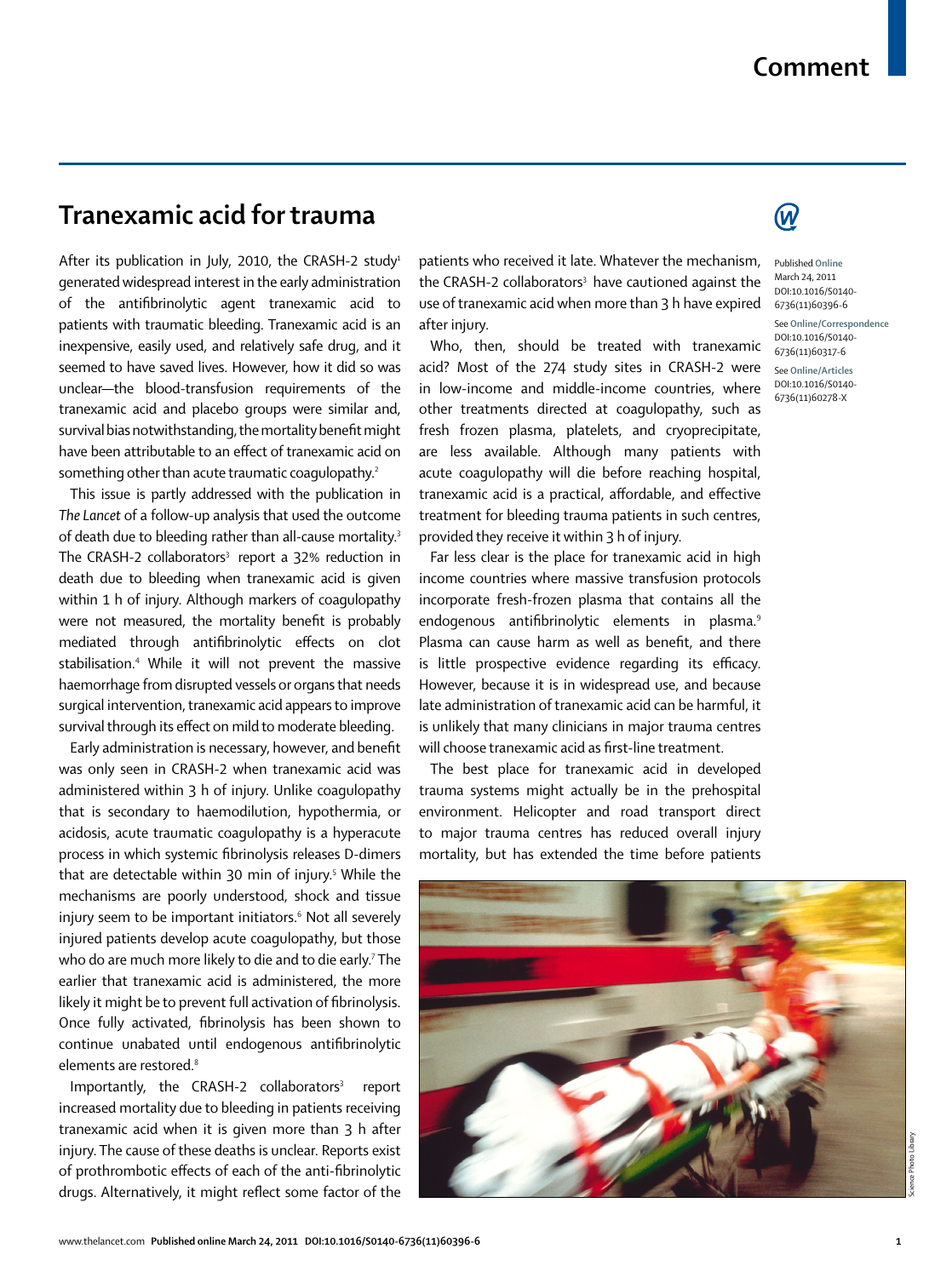# Tranexamic acid for trauma

After its publication in July, 2010, the CRASH-2 study[1] generated widespread interest in the early administration of the antifibrinolytic agent tranexamic acid to patients with traumatic bleeding. Tranexamic acid is an inexpensive, easily used, and relatively safe drug, and it seemed to have saved lives. However, how it did so was unclear—the blood-transfusion requirements of the tranexamic acid and placebo groups were similar and, survival bias notwithstanding, the mortality benefit might have been attributable to an effect of tranexamic acid on something other than acute traumatic coagulopathy.[2]

This issue is partly addressed with the publication in *The Lancet* of a follow-up analysis that used the outcome of death due to bleeding rather than all-cause mortality.[3] The CRASH-2 collaborators[3] report a 32% reduction in death due to bleeding when tranexamic acid is given within 1 h of injury. Although markers of coagulopathy were not measured, the mortality benefit is probably mediated through antifibrinolytic effects on clot stabilisation.[4] While it will not prevent the massive haemorrhage from disrupted vessels or organs that needs surgical intervention, tranexamic acid appears to improve survival through its effect on mild to moderate bleeding.

Early administration is necessary, however, and benefit was only seen in CRASH-2 when tranexamic acid was administered within 3 h of injury. Unlike coagulopathy that is secondary to haemodilution, hypothermia, or acidosis, acute traumatic coagulopathy is a hyperacute process in which systemic fibrinolysis releases D-dimers that are detectable within 30 min of injury.[5] While the mechanisms are poorly understood, shock and tissue injury seem to be important initiators.[6] Not all severely injured patients develop acute coagulopathy, but those who do are much more likely to die and to die early.[7] The earlier that tranexamic acid is administered, the more likely it might be to prevent full activation of fibrinolysis. Once fully activated, fibrinolysis has been shown to continue unabated until endogenous antifibrinolytic elements are restored.[8]

Importantly, the CRASH-2 collaborators[3] report increased mortality due to bleeding in patients receiving tranexamic acid when it is given more than 3 h after injury. The cause of these deaths is unclear. Reports exist of prothrombotic effects of each of the anti-fibrinolytic drugs. Alternatively, it might reflect some factor of the patients who received it late. Whatever the mechanism, the CRASH-2 collaborators[3] have cautioned against the use of tranexamic acid when more than 3 h have expired after injury.

Who, then, should be treated with tranexamic acid? Most of the 274 study sites in CRASH-2 were in low-income and middle-income countries, where other treatments directed at coagulopathy, such as fresh frozen plasma, platelets, and cryoprecipitate, are less available. Although many patients with acute coagulopathy will die before reaching hospital, tranexamic acid is a practical, affordable, and effective treatment for bleeding trauma patients in such centres, provided they receive it within 3 h of injury.

Far less clear is the place for tranexamic acid in high income countries where massive transfusion protocols incorporate fresh-frozen plasma that contains all the endogenous antifibrinolytic elements in plasma.[9] Plasma can cause harm as well as benefit, and there is little prospective evidence regarding its efficacy. However, because it is in widespread use, and because late administration of tranexamic acid can be harmful, it is unlikely that many clinicians in major trauma centres will choose tranexamic acid as first-line treatment.

The best place for tranexamic acid in developed trauma systems might actually be in the prehospital environment. Helicopter and road transport direct to major trauma centres has reduced overall injury mortality, but has extended the time before patients

Published Online March 24, 2011 DOI:10.1016/S0140-6736(11)60396-6

See Online/Correspondence DOI:10.1016/S0140-6736(11)60317-6

See Online/Articles DOI:10.1016/S0140-6736(11)60278-X

Science Photo Library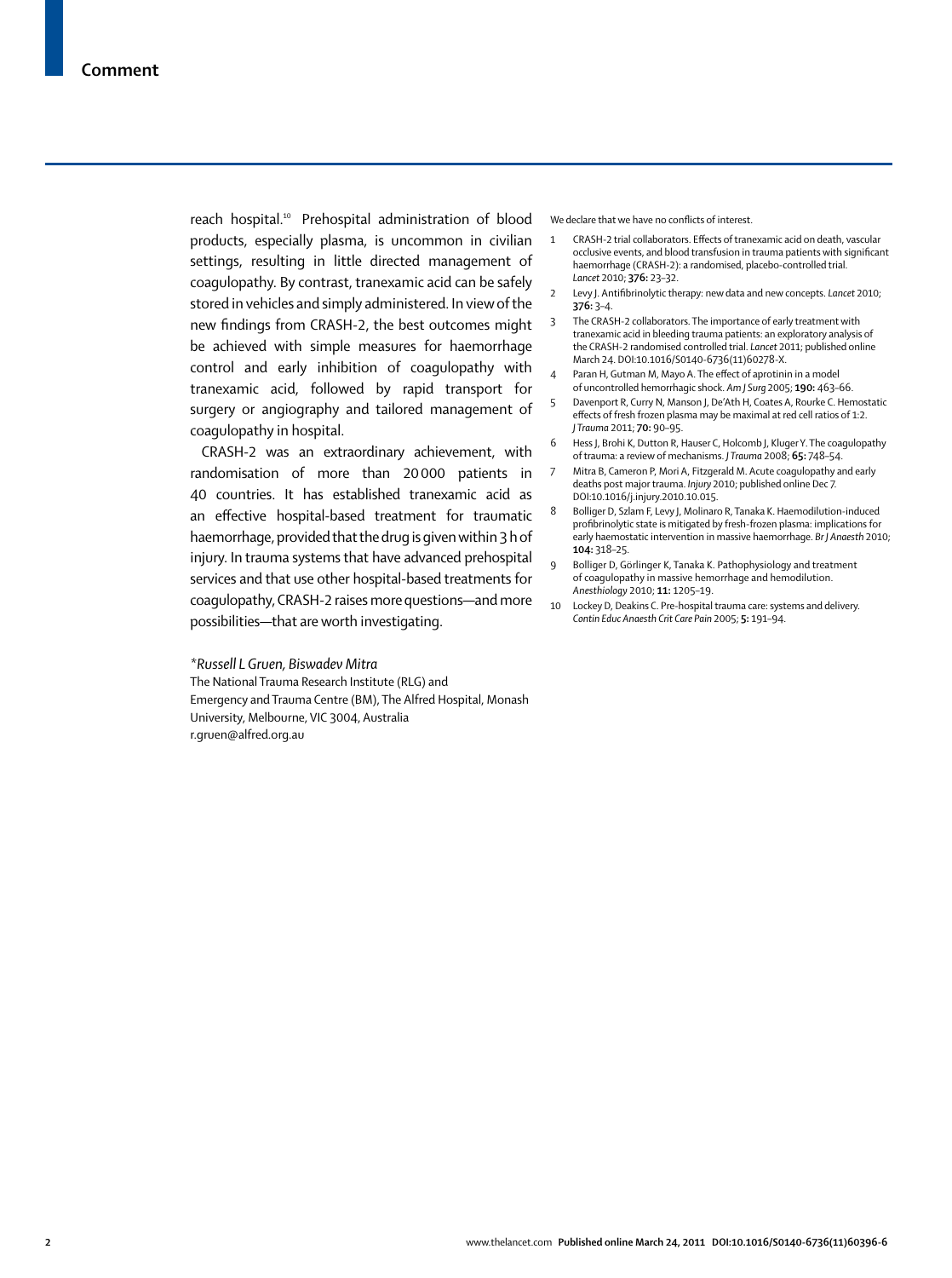reach hospital.[10] Prehospital administration of blood products, especially plasma, is uncommon in civilian settings, resulting in little directed management of coagulopathy. By contrast, tranexamic acid can be safely stored in vehicles and simply administered. In view of the new findings from CRASH-2, the best outcomes might be achieved with simple measures for haemorrhage control and early inhibition of coagulopathy with tranexamic acid, followed by rapid transport for surgery or angiography and tailored management of coagulopathy in hospital.

CRASH-2 was an extraordinary achievement, with randomisation of more than 20 000 patients in 40 countries. It has established tranexamic acid as an effective hospital-based treatment for traumatic haemorrhage, provided that the drug is given within 3 h of injury. In trauma systems that have advanced prehospital services and that use other hospital-based treatments for coagulopathy, CRASH-2 raises more questions—and more possibilities—that are worth investigating.

*\*Russell L Gruen, Biswadev Mitra*

The National Trauma Research Institute (RLG) and Emergency and Trauma Centre (BM), The Alfred Hospital, Monash University, Melbourne, VIC 3004, Australia
r.gruen@alfred.org.au

We declare that we have no conflicts of interest.

1. CRASH-2 trial collaborators. Effects of tranexamic acid on death, vascular occlusive events, and blood transfusion in trauma patients with significant haemorrhage (CRASH-2): a randomised, placebo-controlled trial. *Lancet* 2010; **376:** 23–32.
2. Levy J. Antifibrinolytic therapy: new data and new concepts. *Lancet* 2010; **376:** 3–4.
3. The CRASH-2 collaborators. The importance of early treatment with tranexamic acid in bleeding trauma patients: an exploratory analysis of the CRASH-2 randomised controlled trial. *Lancet* 2011; published online March 24. DOI:10.1016/S0140-6736(11)60278-X.
4. Paran H, Gutman M, Mayo A. The effect of aprotinin in a model of uncontrolled hemorrhagic shock. *Am J Surg* 2005; **190:** 463–66.
5. Davenport R, Curry N, Manson J, De'Ath H, Coates A, Rourke C. Hemostatic effects of fresh frozen plasma may be maximal at red cell ratios of 1:2. *J Trauma* 2011; **70:** 90–95.
6. Hess J, Brohi K, Dutton R, Hauser C, Holcomb J, Kluger Y. The coagulopathy of trauma: a review of mechanisms. *J Trauma* 2008; **65:** 748–54.
7. Mitra B, Cameron P, Mori A, Fitzgerald M. Acute coagulopathy and early deaths post major trauma. *Injury* 2010; published online Dec 7. DOI:10.1016/j.injury.2010.10.015.
8. Bolliger D, Szlam F, Levy J, Molinaro R, Tanaka K. Haemodilution-induced profibrinolytic state is mitigated by fresh-frozen plasma: implications for early haemostatic intervention in massive haemorrhage. *Br J Anaesth* 2010; **104:** 318–25.
9. Bolliger D, Görlinger K, Tanaka K. Pathophysiology and treatment of coagulopathy in massive hemorrhage and hemodilution. *Anesthiology* 2010; **11:** 1205–19.
10. Lockey D, Deakins C. Pre-hospital trauma care: systems and delivery. *Contin Educ Anaesth Crit Care Pain* 2005; **5:** 191–94.